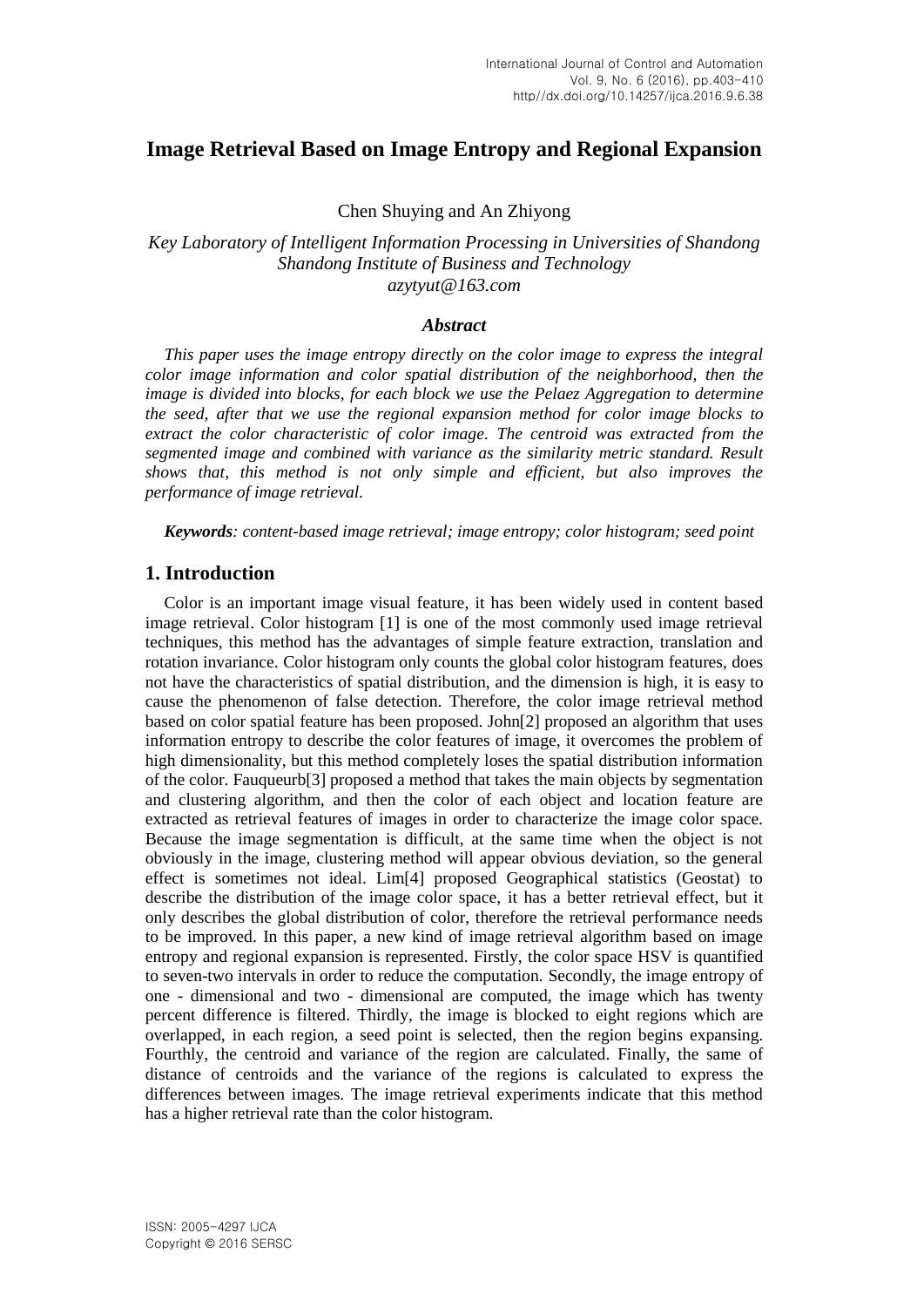# Image Retrieval Based on Image Entropy and Regional Expansion

Chen Shuying and An Zhiyong

*Key Laboratory of Intelligent Information Processing in Universities of Shandong*
*Shandong Institute of Business and Technology*
*azytyut@163.com*

### *Abstract*

*This paper uses the image entropy directly on the color image to express the integral color image information and color spatial distribution of the neighborhood, then the image is divided into blocks, for each block we use the Pelaez Aggregation to determine the seed, after that we use the regional expansion method for color image blocks to extract the color characteristic of color image. The centroid was extracted from the segmented image and combined with variance as the similarity metric standard. Result shows that, this method is not only simple and efficient, but also improves the performance of image retrieval.*

***Keywords****: content-based image retrieval; image entropy; color histogram; seed point*

## 1. Introduction

Color is an important image visual feature, it has been widely used in content based image retrieval. Color histogram [1] is one of the most commonly used image retrieval techniques, this method has the advantages of simple feature extraction, translation and rotation invariance. Color histogram only counts the global color histogram features, does not have the characteristics of spatial distribution, and the dimension is high, it is easy to cause the phenomenon of false detection. Therefore, the color image retrieval method based on color spatial feature has been proposed. John[2] proposed an algorithm that uses information entropy to describe the color features of image, it overcomes the problem of high dimensionality, but this method completely loses the spatial distribution information of the color. Fauqueurb[3] proposed a method that takes the main objects by segmentation and clustering algorithm, and then the color of each object and location feature are extracted as retrieval features of images in order to characterize the image color space. Because the image segmentation is difficult, at the same time when the object is not obviously in the image, clustering method will appear obvious deviation, so the general effect is sometimes not ideal. Lim[4] proposed Geographical statistics (Geostat) to describe the distribution of the image color space, it has a better retrieval effect, but it only describes the global distribution of color, therefore the retrieval performance needs to be improved. In this paper, a new kind of image retrieval algorithm based on image entropy and regional expansion is represented. Firstly, the color space HSV is quantified to seven-two intervals in order to reduce the computation. Secondly, the image entropy of one - dimensional and two - dimensional are computed, the image which has twenty percent difference is filtered. Thirdly, the image is blocked to eight regions which are overlapped, in each region, a seed point is selected, then the region begins expansing. Fourthly, the centroid and variance of the region are calculated. Finally, the same of distance of centroids and the variance of the regions is calculated to express the differences between images. The image retrieval experiments indicate that this method has a higher retrieval rate than the color histogram.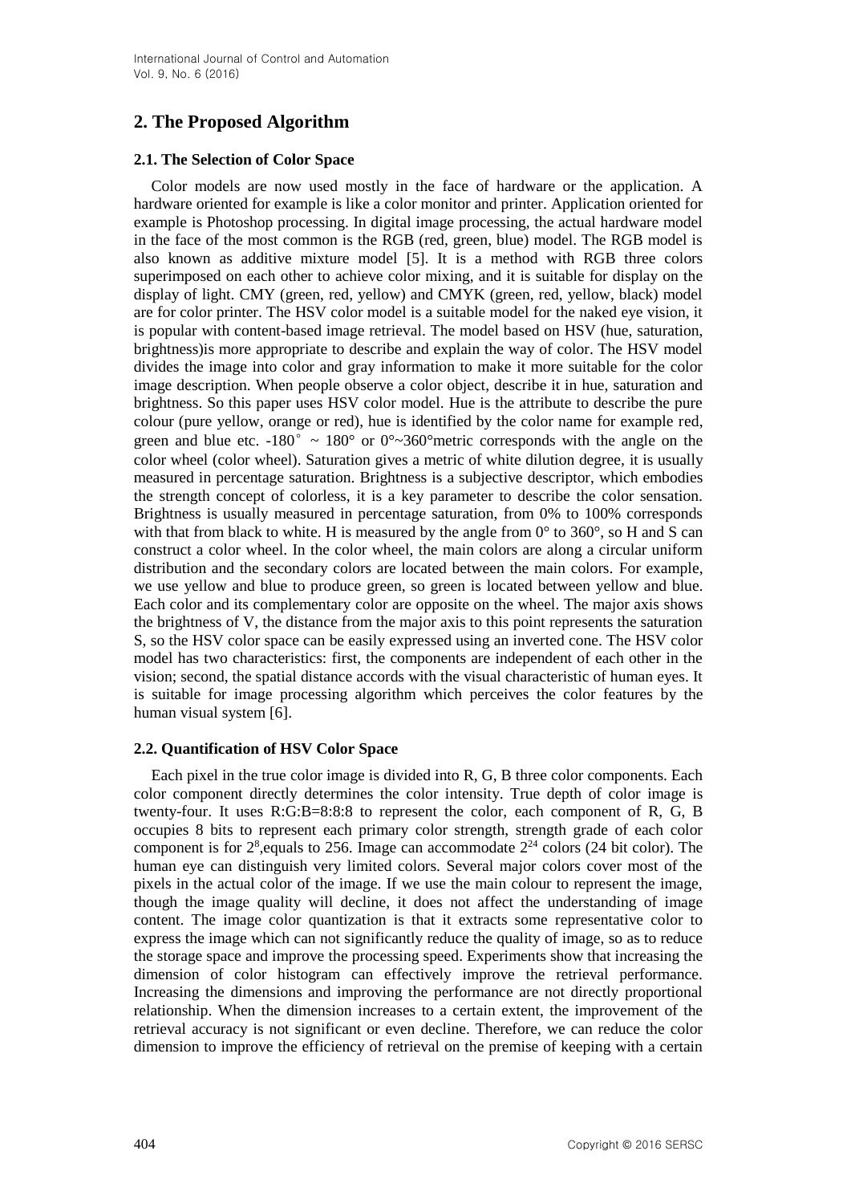## 2. The Proposed Algorithm

### 2.1. The Selection of Color Space

Color models are now used mostly in the face of hardware or the application. A hardware oriented for example is like a color monitor and printer. Application oriented for example is Photoshop processing. In digital image processing, the actual hardware model in the face of the most common is the RGB (red, green, blue) model. The RGB model is also known as additive mixture model [5]. It is a method with RGB three colors superimposed on each other to achieve color mixing, and it is suitable for display on the display of light. CMY (green, red, yellow) and CMYK (green, red, yellow, black) model are for color printer. The HSV color model is a suitable model for the naked eye vision, it is popular with content-based image retrieval. The model based on HSV (hue, saturation, brightness)is more appropriate to describe and explain the way of color. The HSV model divides the image into color and gray information to make it more suitable for the color image description. When people observe a color object, describe it in hue, saturation and brightness. So this paper uses HSV color model. Hue is the attribute to describe the pure colour (pure yellow, orange or red), hue is identified by the color name for example red, green and blue etc. -180° ~ 180° or 0°~360°metric corresponds with the angle on the color wheel (color wheel). Saturation gives a metric of white dilution degree, it is usually measured in percentage saturation. Brightness is a subjective descriptor, which embodies the strength concept of colorless, it is a key parameter to describe the color sensation. Brightness is usually measured in percentage saturation, from 0% to 100% corresponds with that from black to white. H is measured by the angle from 0° to 360°, so H and S can construct a color wheel. In the color wheel, the main colors are along a circular uniform distribution and the secondary colors are located between the main colors. For example, we use yellow and blue to produce green, so green is located between yellow and blue. Each color and its complementary color are opposite on the wheel. The major axis shows the brightness of V, the distance from the major axis to this point represents the saturation S, so the HSV color space can be easily expressed using an inverted cone. The HSV color model has two characteristics: first, the components are independent of each other in the vision; second, the spatial distance accords with the visual characteristic of human eyes. It is suitable for image processing algorithm which perceives the color features by the human visual system [6].

### 2.2. Quantification of HSV Color Space

Each pixel in the true color image is divided into R, G, B three color components. Each color component directly determines the color intensity. True depth of color image is twenty-four. It uses R:G:B=8:8:8 to represent the color, each component of R, G, B occupies 8 bits to represent each primary color strength, strength grade of each color component is for $2^8$,equals to 256. Image can accommodate $2^{24}$ colors (24 bit color). The human eye can distinguish very limited colors. Several major colors cover most of the pixels in the actual color of the image. If we use the main colour to represent the image, though the image quality will decline, it does not affect the understanding of image content. The image color quantization is that it extracts some representative color to express the image which can not significantly reduce the quality of image, so as to reduce the storage space and improve the processing speed. Experiments show that increasing the dimension of color histogram can effectively improve the retrieval performance. Increasing the dimensions and improving the performance are not directly proportional relationship. When the dimension increases to a certain extent, the improvement of the retrieval accuracy is not significant or even decline. Therefore, we can reduce the color dimension to improve the efficiency of retrieval on the premise of keeping with a certain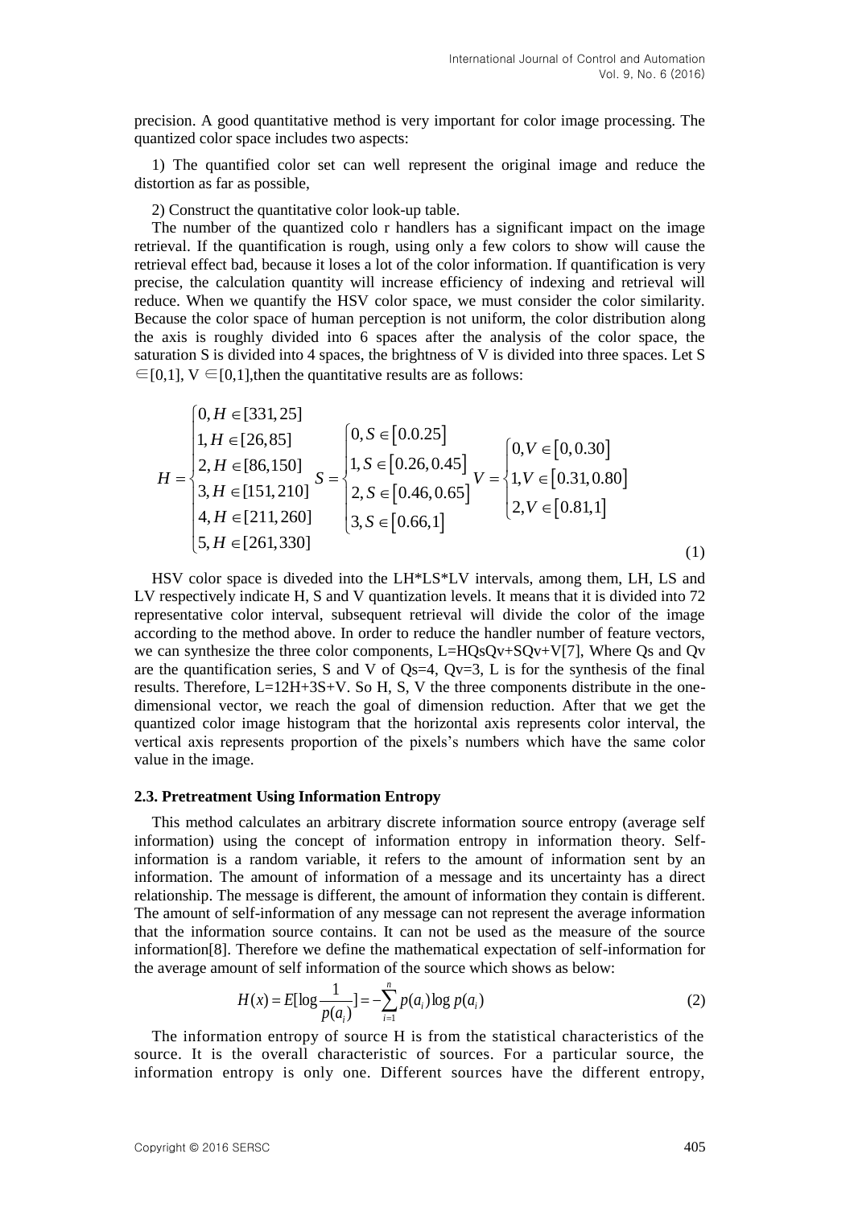precision. A good quantitative method is very important for color image processing. The quantized color space includes two aspects:

1) The quantified color set can well represent the original image and reduce the distortion as far as possible,

2) Construct the quantitative color look-up table.

The number of the quantized colo r handlers has a significant impact on the image retrieval. If the quantification is rough, using only a few colors to show will cause the retrieval effect bad, because it loses a lot of the color information. If quantification is very precise, the calculation quantity will increase efficiency of indexing and retrieval will reduce. When we quantify the HSV color space, we must consider the color similarity. Because the color space of human perception is not uniform, the color distribution along the axis is roughly divided into 6 spaces after the analysis of the color space, the saturation S is divided into 4 spaces, the brightness of V is divided into three spaces. Let $S \in [0,1]$, $V \in [0,1]$, then the quantitative results are as follows:

$$H = \begin{cases} 0, H \in [331, 25] \\ 1, H \in [26, 85] \\ 2, H \in [86, 150] \\ 3, H \in [151, 210] \\ 4, H \in [211, 260] \\ 5, H \in [261, 330] \end{cases} \quad S = \begin{cases} 0, S \in [0.0.25] \\ 1, S \in [0.26, 0.45] \\ 2, S \in [0.46, 0.65] \\ 3, S \in [0.66, 1] \end{cases} \quad V = \begin{cases} 0, V \in [0, 0.30] \\ 1, V \in [0.31, 0.80] \\ 2, V \in [0.81, 1] \end{cases} \tag{1}$$

HSV color space is diveded into the LH*LS*LV intervals, among them, LH, LS and LV respectively indicate H, S and V quantization levels. It means that it is divided into 72 representative color interval, subsequent retrieval will divide the color of the image according to the method above. In order to reduce the handler number of feature vectors, we can synthesize the three color components, $L=HQ_sQ_v+SQ_v+V$[7], Where $Q_s$ and $Q_v$ are the quantification series, S and V of $Q_s=4$, $Q_v=3$, L is for the synthesis of the final results. Therefore, $L=12H+3S+V$. So H, S, V the three components distribute in the one-dimensional vector, we reach the goal of dimension reduction. After that we get the quantized color image histogram that the horizontal axis represents color interval, the vertical axis represents proportion of the pixels's numbers which have the same color value in the image.

### 2.3. Pretreatment Using Information Entropy

This method calculates an arbitrary discrete information source entropy (average self information) using the concept of information entropy in information theory. Self-information is a random variable, it refers to the amount of information sent by an information. The amount of information of a message and its uncertainty has a direct relationship. The message is different, the amount of information they contain is different. The amount of self-information of any message can not represent the average information that the information source contains. It can not be used as the measure of the source information[8]. Therefore we define the mathematical expectation of self-information for the average amount of self information of the source which shows as below:

$$H(x) = E[\log \frac{1}{p(a_i)}] = -\sum_{i=1}^{n} p(a_i) \log p(a_i) \tag{2}$$

The information entropy of source H is from the statistical characteristics of the source. It is the overall characteristic of sources. For a particular source, the information entropy is only one. Different sources have the different entropy,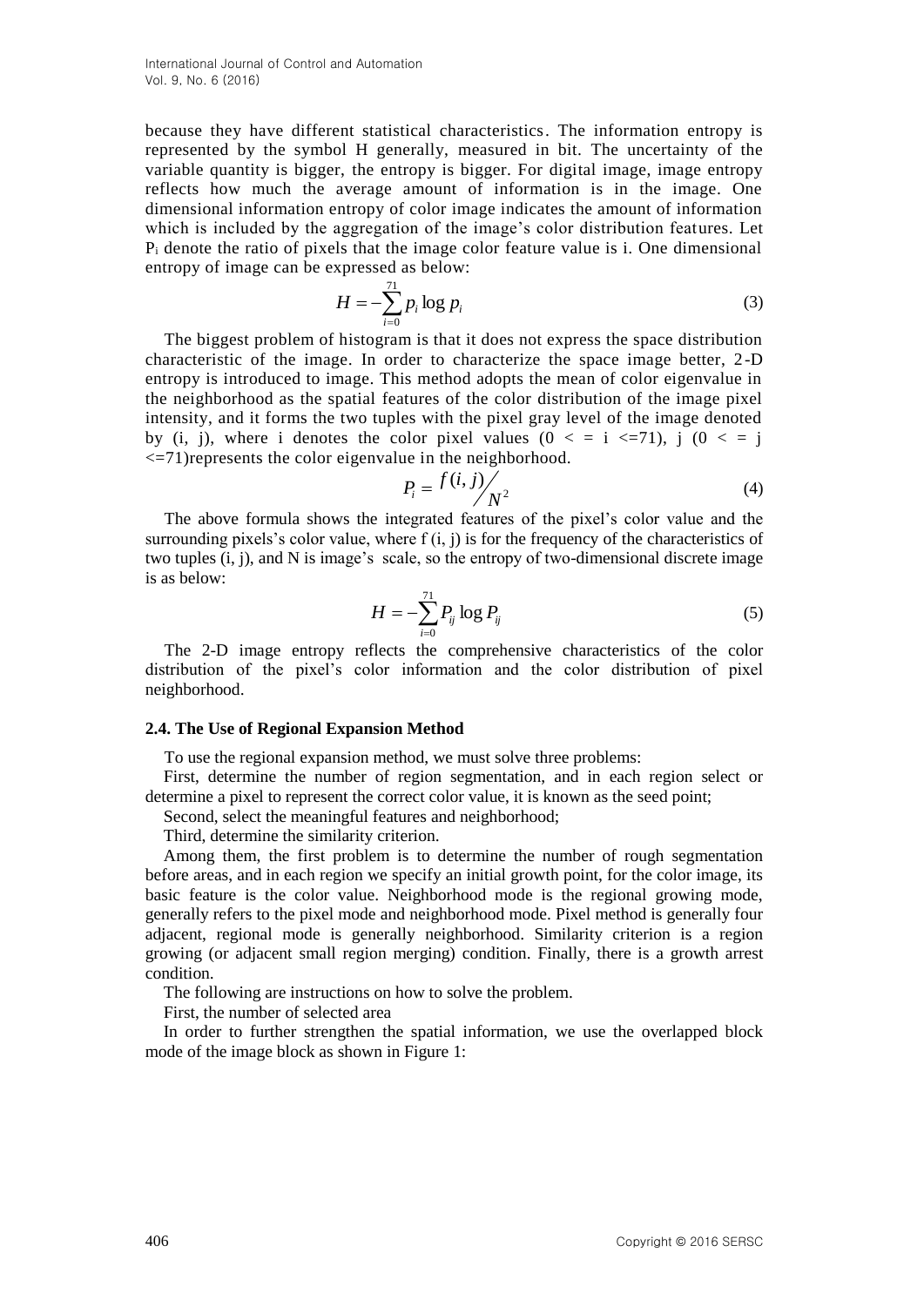because they have different statistical characteristics. The information entropy is represented by the symbol H generally, measured in bit. The uncertainty of the variable quantity is bigger, the entropy is bigger. For digital image, image entropy reflects how much the average amount of information is in the image. One dimensional information entropy of color image indicates the amount of information which is included by the aggregation of the image's color distribution features. Let $P_i$ denote the ratio of pixels that the image color feature value is i. One dimensional entropy of image can be expressed as below:

$$H = -\sum_{i=0}^{71} p_i \log p_i \tag{3}$$

The biggest problem of histogram is that it does not express the space distribution characteristic of the image. In order to characterize the space image better, 2-D entropy is introduced to image. This method adopts the mean of color eigenvalue in the neighborhood as the spatial features of the color distribution of the image pixel intensity, and it forms the two tuples with the pixel gray level of the image denoted by (i, j), where i denotes the color pixel values ($0 <= i <=71$), j ($0 <= j <=71$)represents the color eigenvalue in the neighborhood.

$$P_i = f(i,j) \Big/ N^2 \tag{4}$$

The above formula shows the integrated features of the pixel's color value and the surrounding pixels's color value, where f (i, j) is for the frequency of the characteristics of two tuples (i, j), and N is image's scale, so the entropy of two-dimensional discrete image is as below:

$$H = -\sum_{i=0}^{71} P_{ij} \log P_{ij} \tag{5}$$

The 2-D image entropy reflects the comprehensive characteristics of the color distribution of the pixel's color information and the color distribution of pixel neighborhood.

### 2.4. The Use of Regional Expansion Method

To use the regional expansion method, we must solve three problems:

First, determine the number of region segmentation, and in each region select or determine a pixel to represent the correct color value, it is known as the seed point;

Second, select the meaningful features and neighborhood;

Third, determine the similarity criterion.

Among them, the first problem is to determine the number of rough segmentation before areas, and in each region we specify an initial growth point, for the color image, its basic feature is the color value. Neighborhood mode is the regional growing mode, generally refers to the pixel mode and neighborhood mode. Pixel method is generally four adjacent, regional mode is generally neighborhood. Similarity criterion is a region growing (or adjacent small region merging) condition. Finally, there is a growth arrest condition.

The following are instructions on how to solve the problem.

First, the number of selected area

In order to further strengthen the spatial information, we use the overlapped block mode of the image block as shown in Figure 1: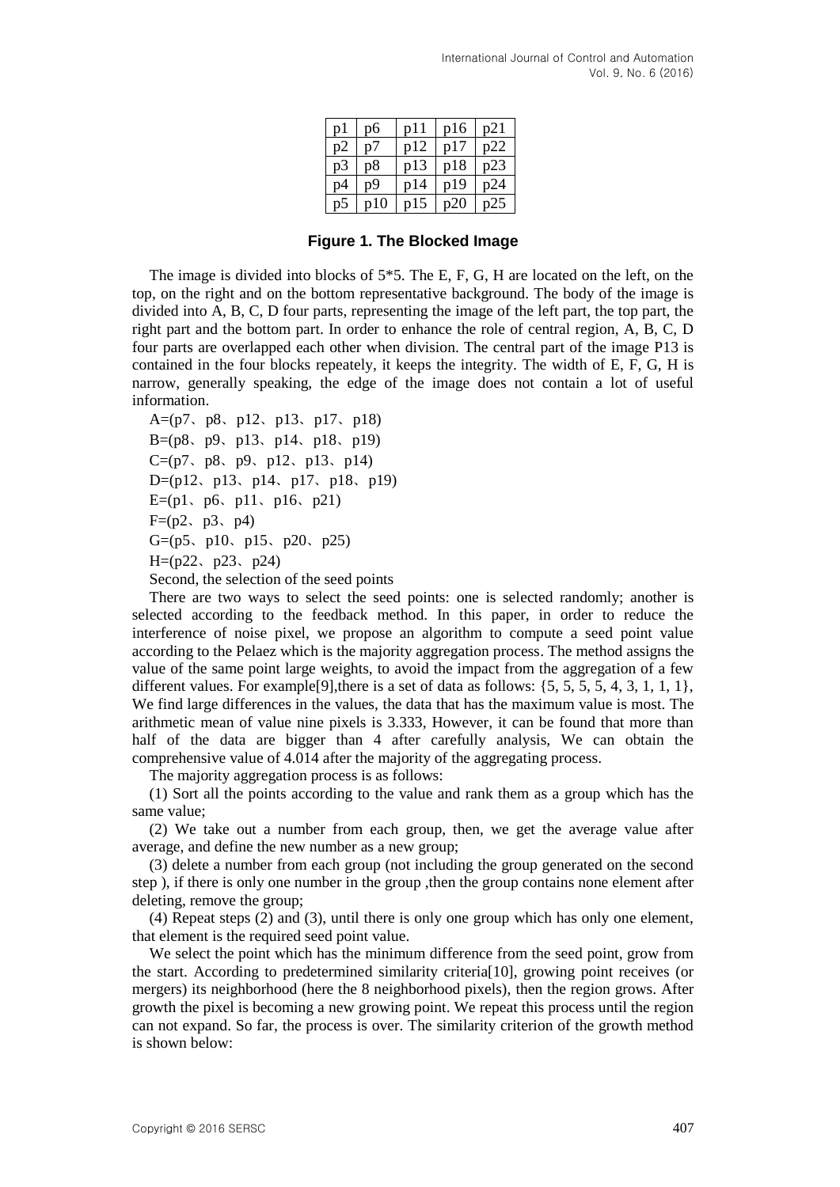| p1 | p6 | p11 | p16 | p21 |
|---|---|---|---|---|
| p2 | p7 | p12 | p17 | p22 |
| p3 | p8 | p13 | p18 | p23 |
| p4 | p9 | p14 | p19 | p24 |
| p5 | p10 | p15 | p20 | p25 |

**Figure 1. The Blocked Image**

The image is divided into blocks of 5*5. The E, F, G, H are located on the left, on the top, on the right and on the bottom representative background. The body of the image is divided into A, B, C, D four parts, representing the image of the left part, the top part, the right part and the bottom part. In order to enhance the role of central region, A, B, C, D four parts are overlapped each other when division. The central part of the image P13 is contained in the four blocks repeately, it keeps the integrity. The width of E, F, G, H is narrow, generally speaking, the edge of the image does not contain a lot of useful information.

A=(p7、p8、p12、p13、p17、p18)

B=(p8、p9、p13、p14、p18、p19)

C=(p7、p8、p9、p12、p13、p14)

D=(p12、p13、p14、p17、p18、p19)

E=(p1、p6、p11、p16、p21)

F=(p2、p3、p4)

G=(p5、p10、p15、p20、p25)

H=(p22、p23、p24)

Second, the selection of the seed points

There are two ways to select the seed points: one is selected randomly; another is selected according to the feedback method. In this paper, in order to reduce the interference of noise pixel, we propose an algorithm to compute a seed point value according to the Pelaez which is the majority aggregation process. The method assigns the value of the same point large weights, to avoid the impact from the aggregation of a few different values. For example[9],there is a set of data as follows: {5, 5, 5, 5, 4, 3, 1, 1, 1}, We find large differences in the values, the data that has the maximum value is most. The arithmetic mean of value nine pixels is 3.333, However, it can be found that more than half of the data are bigger than 4 after carefully analysis, We can obtain the comprehensive value of 4.014 after the majority of the aggregating process.

The majority aggregation process is as follows:

(1) Sort all the points according to the value and rank them as a group which has the same value;

(2) We take out a number from each group, then, we get the average value after average, and define the new number as a new group;

(3) delete a number from each group (not including the group generated on the second step ), if there is only one number in the group ,then the group contains none element after deleting, remove the group;

(4) Repeat steps (2) and (3), until there is only one group which has only one element, that element is the required seed point value.

We select the point which has the minimum difference from the seed point, grow from the start. According to predetermined similarity criteria[10], growing point receives (or mergers) its neighborhood (here the 8 neighborhood pixels), then the region grows. After growth the pixel is becoming a new growing point. We repeat this process until the region can not expand. So far, the process is over. The similarity criterion of the growth method is shown below: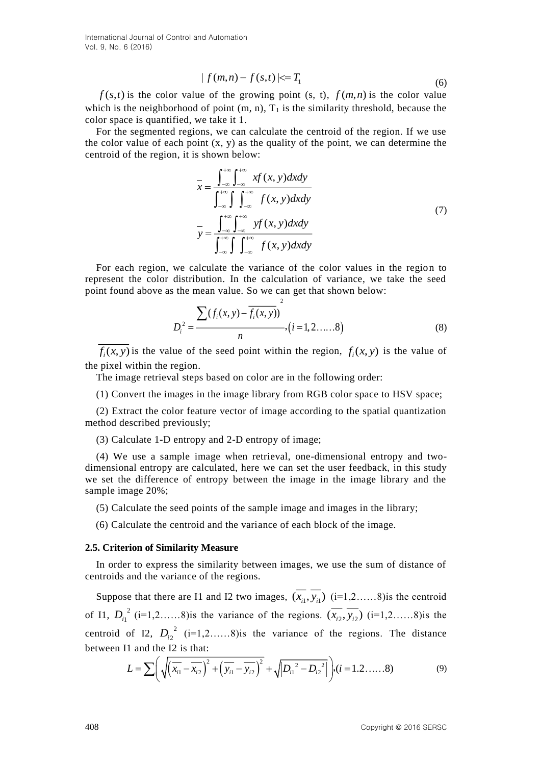$$| f(m,n) - f(s,t) | <= T_1 \tag{6}$$

$f(s,t)$ is the color value of the growing point (s, t), $f(m,n)$ is the color value which is the neighborhood of point (m, n), $T_1$ is the similarity threshold, because the color space is quantified, we take it 1.

For the segmented regions, we can calculate the centroid of the region. If we use the color value of each point (x, y) as the quality of the point, we can determine the centroid of the region, it is shown below:

$$\begin{aligned} \overline{x} &= \frac{\int_{-\infty}^{+\infty}\int_{-\infty}^{+\infty} x f(x,y)dxdy}{\int_{-\infty}^{+\infty}\int\int_{-\infty}^{+\infty} f(x,y)dxdy} \\ \overline{y} &= \frac{\int_{-\infty}^{+\infty}\int_{-\infty}^{+\infty} y f(x,y)dxdy}{\int_{-\infty}^{+\infty}\int\int_{-\infty}^{+\infty} f(x,y)dxdy} \end{aligned} \tag{7}$$

For each region, we calculate the variance of the color values in the region to represent the color distribution. In the calculation of variance, we take the seed point found above as the mean value. So we can get that shown below:

$$D_i^2 = \frac{\sum \left( f_i(x,y) - \overline{f_i(x,y)} \right)^2}{n}, \left( i = 1,2\ldots\ldots 8 \right) \tag{8}$$

$\overline{f_i(x,y)}$ is the value of the seed point within the region, $f_i(x,y)$ is the value of the pixel within the region.

The image retrieval steps based on color are in the following order:

(1) Convert the images in the image library from RGB color space to HSV space;

(2) Extract the color feature vector of image according to the spatial quantization method described previously;

(3) Calculate 1-D entropy and 2-D entropy of image;

(4) We use a sample image when retrieval, one-dimensional entropy and two-dimensional entropy are calculated, here we can set the user feedback, in this study we set the difference of entropy between the image in the image library and the sample image 20%;

(5) Calculate the seed points of the sample image and images in the library;

(6) Calculate the centroid and the variance of each block of the image.

### 2.5. Criterion of Similarity Measure

In order to express the similarity between images, we use the sum of distance of centroids and the variance of the regions.

Suppose that there are I1 and I2 two images, $(\overline{x_{i1}}, \overline{y_{i1}})$ (i=1,2……8)is the centroid of I1, $D_{i1}^2$ (i=1,2……8)is the variance of the regions. $(\overline{x_{i2}}, \overline{y_{i2}})$ (i=1,2……8)is the centroid of I2, $D_{i2}^2$ (i=1,2……8)is the variance of the regions. The distance between I1 and the I2 is that:

$$L = \sum \left( \sqrt{\left(\overline{x_{i1}} - \overline{x_{i2}}\right)^2 + \left(\overline{y_{i1}} - \overline{y_{i2}}\right)^2} + \sqrt{\left| D_{i1}^2 - D_{i2}^2 \right|} \right), (i = 1.2\ldots\ldots 8) \tag{9}$$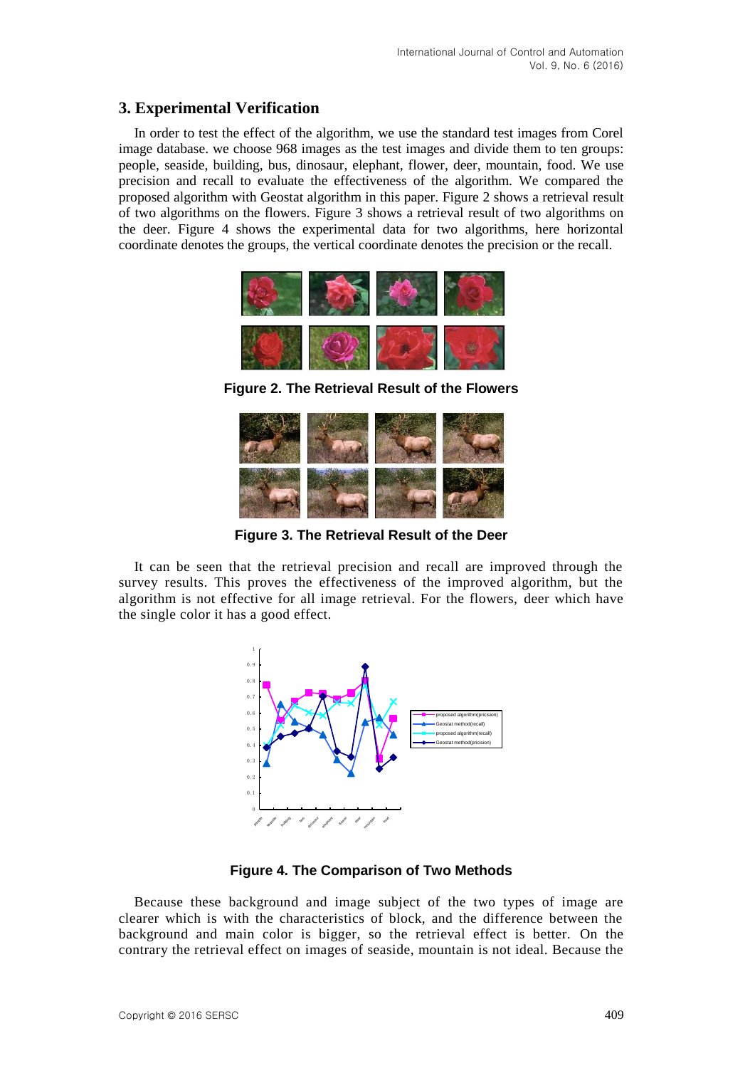## 3. Experimental Verification

In order to test the effect of the algorithm, we use the standard test images from Corel image database. we choose 968 images as the test images and divide them to ten groups: people, seaside, building, bus, dinosaur, elephant, flower, deer, mountain, food. We use precision and recall to evaluate the effectiveness of the algorithm. We compared the proposed algorithm with Geostat algorithm in this paper. Figure 2 shows a retrieval result of two algorithms on the flowers. Figure 3 shows a retrieval result of two algorithms on the deer. Figure 4 shows the experimental data for two algorithms, here horizontal coordinate denotes the groups, the vertical coordinate denotes the precision or the recall.

**Figure 2. The Retrieval Result of the Flowers**

**Figure 3. The Retrieval Result of the Deer**

It can be seen that the retrieval precision and recall are improved through the survey results. This proves the effectiveness of the improved algorithm, but the algorithm is not effective for all image retrieval. For the flowers, deer which have the single color it has a good effect.

**Figure 4. The Comparison of Two Methods**

Because these background and image subject of the two types of image are clearer which is with the characteristics of block, and the difference between the background and main color is bigger, so the retrieval effect is better. On the contrary the retrieval effect on images of seaside, mountain is not ideal. Because the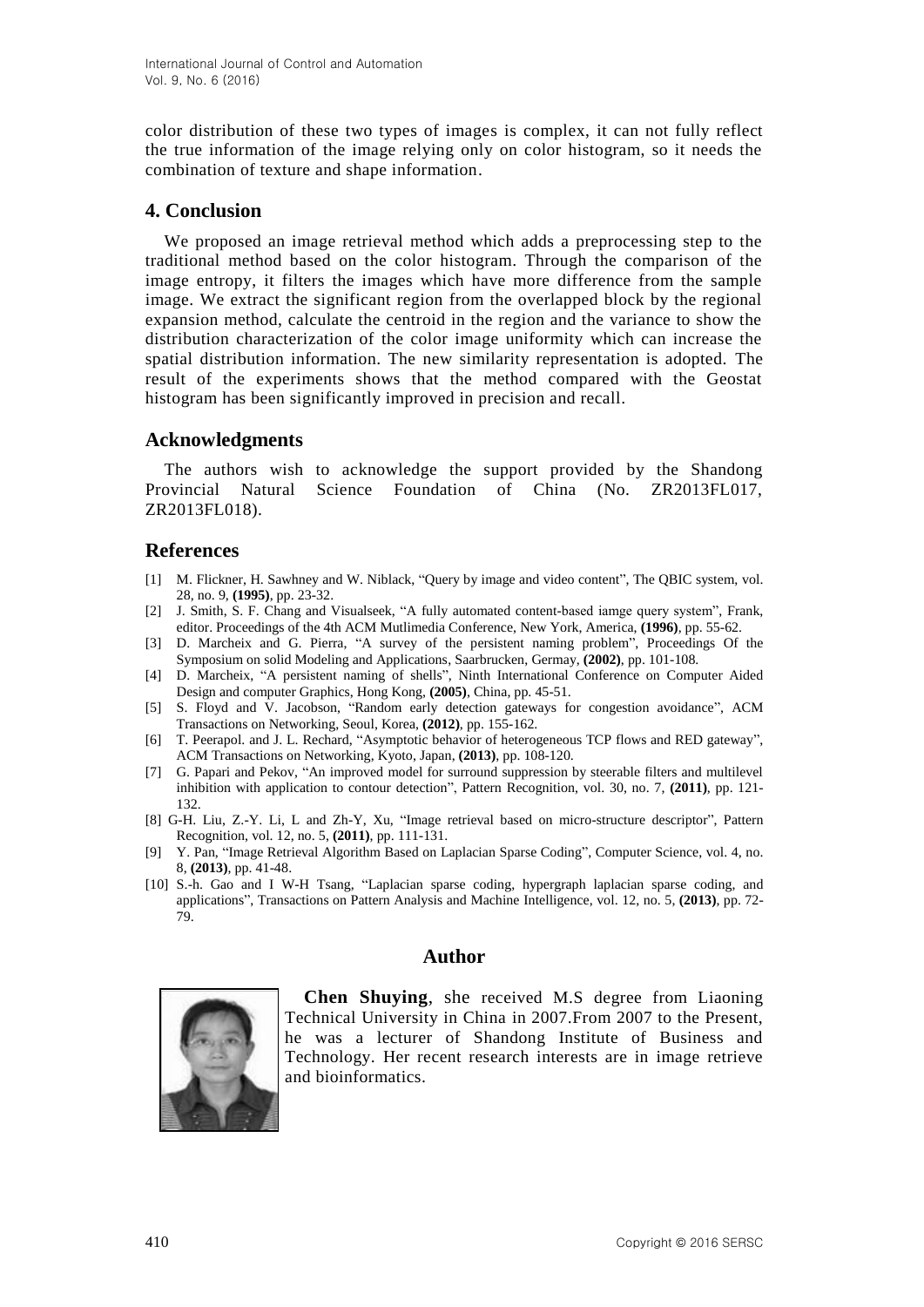color distribution of these two types of images is complex, it can not fully reflect the true information of the image relying only on color histogram, so it needs the combination of texture and shape information.

## 4. Conclusion

We proposed an image retrieval method which adds a preprocessing step to the traditional method based on the color histogram. Through the comparison of the image entropy, it filters the images which have more difference from the sample image. We extract the significant region from the overlapped block by the regional expansion method, calculate the centroid in the region and the variance to show the distribution characterization of the color image uniformity which can increase the spatial distribution information. The new similarity representation is adopted. The result of the experiments shows that the method compared with the Geostat histogram has been significantly improved in precision and recall.

## Acknowledgments

The authors wish to acknowledge the support provided by the Shandong Provincial Natural Science Foundation of China (No. ZR2013FL017, ZR2013FL018).

## References

[1] M. Flickner, H. Sawhney and W. Niblack, "Query by image and video content", The QBIC system, vol. 28, no. 9, **(1995)**, pp. 23-32.

[2] J. Smith, S. F. Chang and Visualseek, "A fully automated content-based iamge query system", Frank, editor. Proceedings of the 4th ACM Mutlimedia Conference, New York, America, **(1996)**, pp. 55-62.

[3] D. Marcheix and G. Pierra, "A survey of the persistent naming problem", Proceedings Of the Symposium on solid Modeling and Applications, Saarbrucken, Germay, **(2002)**, pp. 101-108.

[4] D. Marcheix, "A persistent naming of shells", Ninth International Conference on Computer Aided Design and computer Graphics, Hong Kong, **(2005)**, China, pp. 45-51.

[5] S. Floyd and V. Jacobson, "Random early detection gateways for congestion avoidance", ACM Transactions on Networking, Seoul, Korea, **(2012)**, pp. 155-162.

[6] T. Peerapol. and J. L. Rechard, "Asymptotic behavior of heterogeneous TCP flows and RED gateway", ACM Transactions on Networking, Kyoto, Japan, **(2013)**, pp. 108-120.

[7] G. Papari and Pekov, "An improved model for surround suppression by steerable filters and multilevel inhibition with application to contour detection", Pattern Recognition, vol. 30, no. 7, **(2011)**, pp. 121-132.

[8] G-H. Liu, Z.-Y. Li, L and Zh-Y, Xu, "Image retrieval based on micro-structure descriptor", Pattern Recognition, vol. 12, no. 5, **(2011)**, pp. 111-131.

[9] Y. Pan, "Image Retrieval Algorithm Based on Laplacian Sparse Coding", Computer Science, vol. 4, no. 8, **(2013)**, pp. 41-48.

[10] S.-h. Gao and I W-H Tsang, "Laplacian sparse coding, hypergraph laplacian sparse coding, and applications", Transactions on Pattern Analysis and Machine Intelligence, vol. 12, no. 5, **(2013)**, pp. 72-79.

## Author

**Chen Shuying**, she received M.S degree from Liaoning Technical University in China in 2007.From 2007 to the Present, he was a lecturer of Shandong Institute of Business and Technology. Her recent research interests are in image retrieve and bioinformatics.